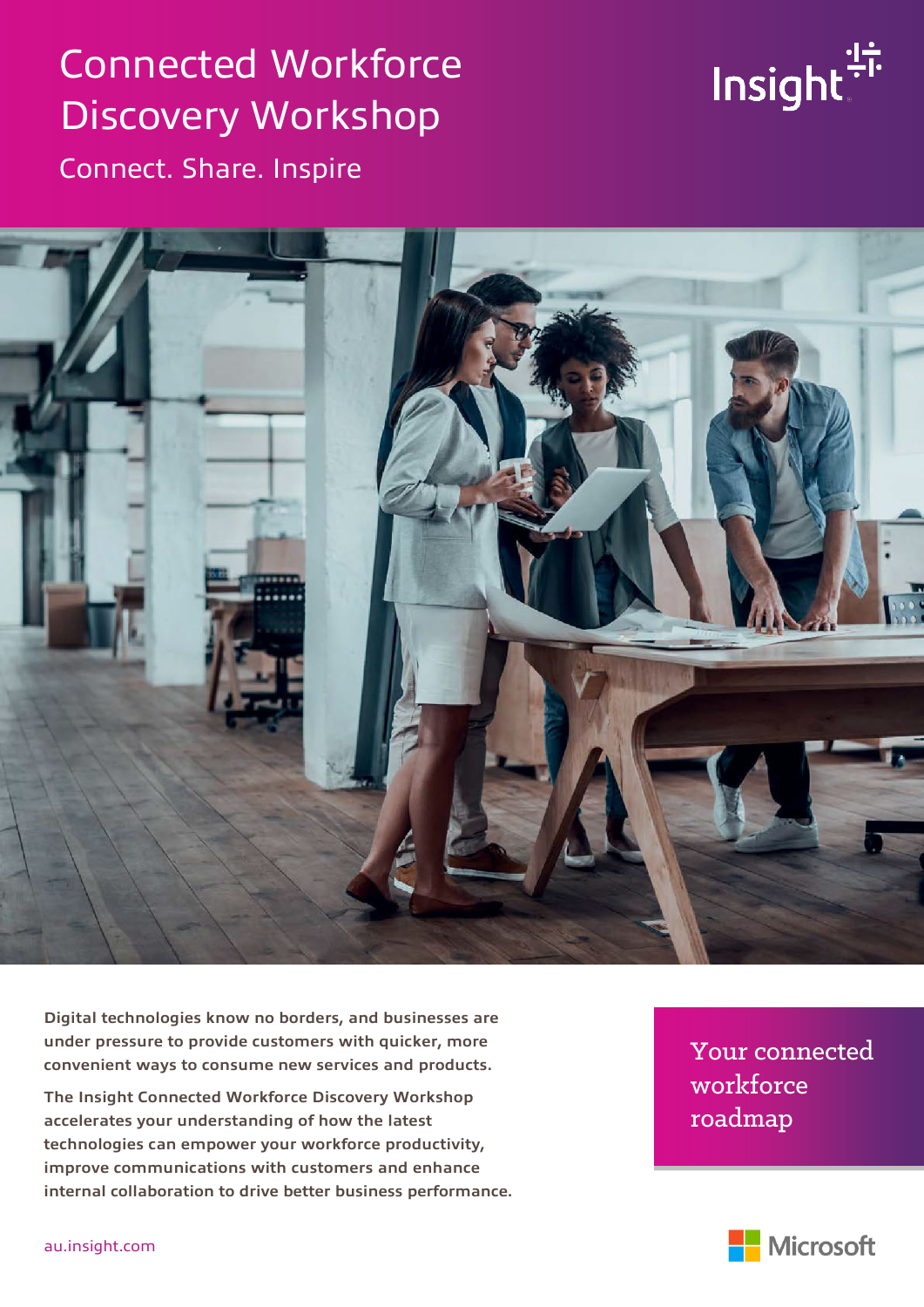# Connected Workforce Discovery Workshop

## Connect. Share. Inspire

Digital technologies know no borders, and businesses are under pressure to provide customers with quicker, more convenient ways to consume new services and products.

The Insight Connected Workforce Discovery Workshop accelerates your understanding of how the latest technologies can empower your workforce productivity, improve communications with customers and enhance internal collaboration to drive better business performance.

## Your connected workforce roadmap

au.insight.com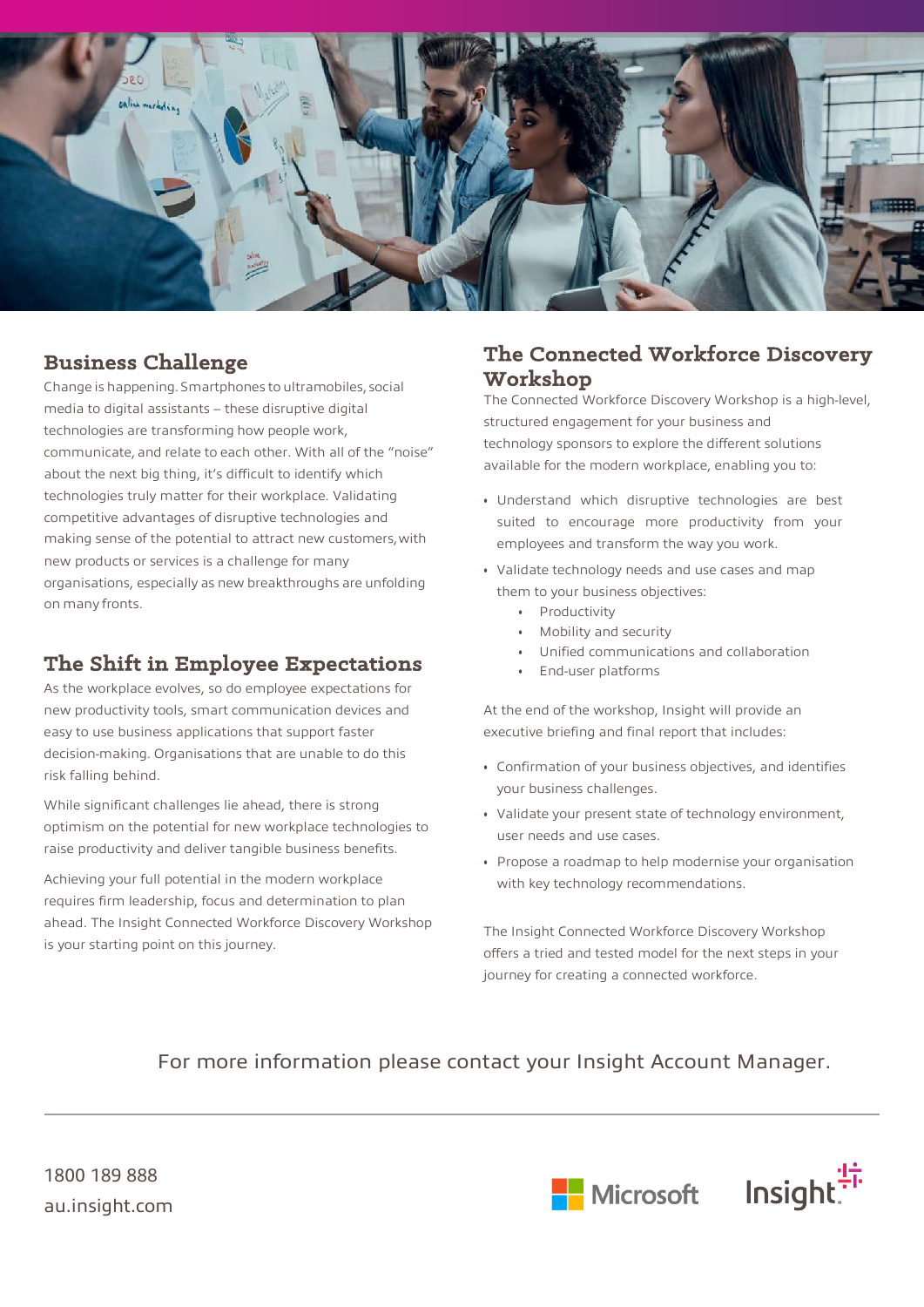## Business Challenge

Change is happening. Smartphones to ultramobiles, social media to digital assistants – these disruptive digital technologies are transforming how people work, communicate, and relate to each other. With all of the "noise" about the next big thing, it's difficult to identify which technologies truly matter for their workplace. Validating competitive advantages of disruptive technologies and making sense of the potential to attract new customers, with new products or services is a challenge for many organisations, especially as new breakthroughs are unfolding on many fronts.

## The Shift in Employee Expectations

As the workplace evolves, so do employee expectations for new productivity tools, smart communication devices and easy to use business applications that support faster decision-making. Organisations that are unable to do this risk falling behind.

While significant challenges lie ahead, there is strong optimism on the potential for new workplace technologies to raise productivity and deliver tangible business benefits.

Achieving your full potential in the modern workplace requires firm leadership, focus and determination to plan ahead. The Insight Connected Workforce Discovery Workshop is your starting point on this journey.

## The Connected Workforce Discovery Workshop

The Connected Workforce Discovery Workshop is a high-level, structured engagement for your business and technology sponsors to explore the different solutions available for the modern workplace, enabling you to:

- Understand which disruptive technologies are best suited to encourage more productivity from your employees and transform the way you work.
- Validate technology needs and use cases and map them to your business objectives:
  - Productivity
  - Mobility and security
  - Unified communications and collaboration
  - End-user platforms

At the end of the workshop, Insight will provide an executive briefing and final report that includes:

- Confirmation of your business objectives, and identifies your business challenges.
- Validate your present state of technology environment, user needs and use cases.
- Propose a roadmap to help modernise your organisation with key technology recommendations.

The Insight Connected Workforce Discovery Workshop offers a tried and tested model for the next steps in your journey for creating a connected workforce.

For more information please contact your Insight Account Manager.

1800 189 888
au.insight.com